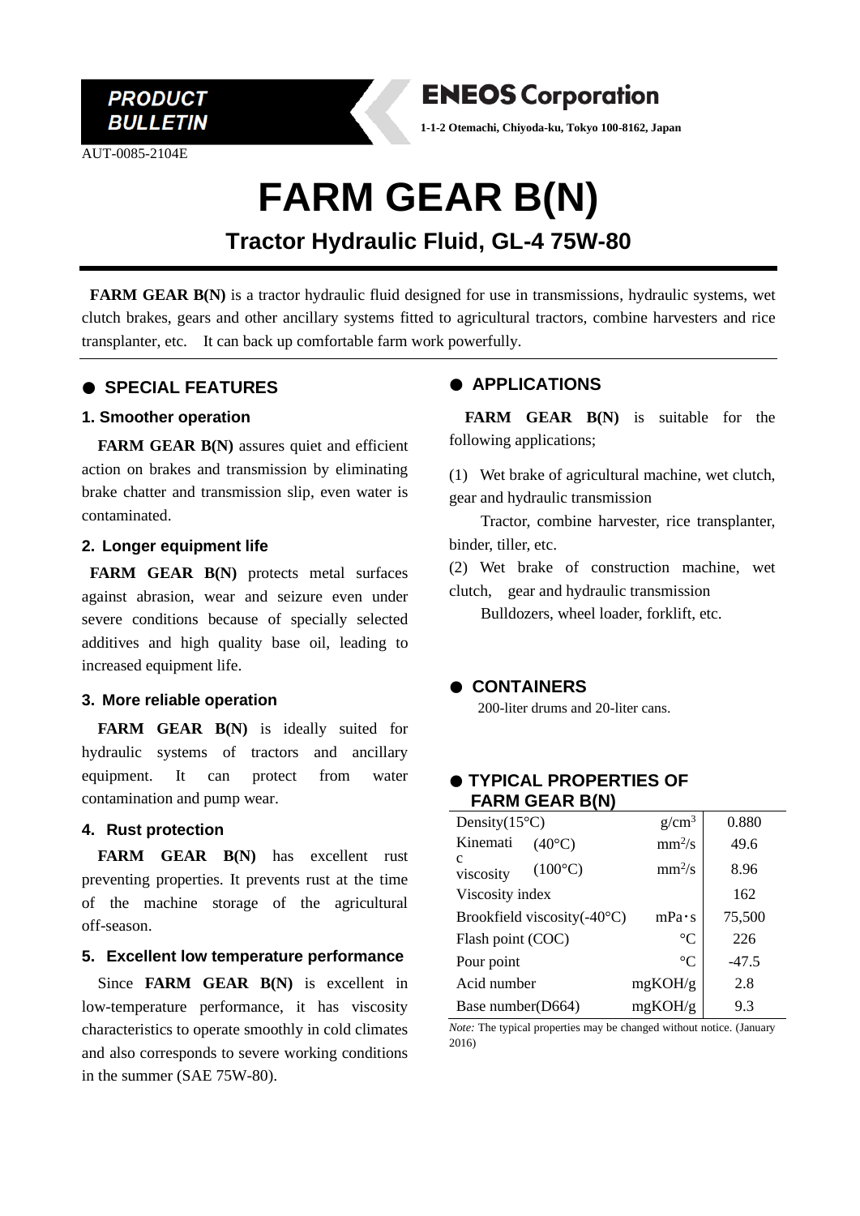**PRODUCT BULLETIN**

AUT-0085-2104E

**ENEOS Corporation**

**1-1-2 Otemachi, Chiyoda-ku, Tokyo 100-8162, Japan**

# FARM GEAR B(N)

## Tractor Hydraulic Fluid, GL-4 75W-80

**FARM GEAR B(N)** is a tractor hydraulic fluid designed for use in transmissions, hydraulic systems, wet clutch brakes, gears and other ancillary systems fitted to agricultural tractors, combine harvesters and rice transplanter, etc. It can back up comfortable farm work powerfully.

## ● SPECIAL FEATURES

### 1. Smoother operation

**FARM GEAR B(N)** assures quiet and efficient action on brakes and transmission by eliminating brake chatter and transmission slip, even water is contaminated.

### 2. Longer equipment life

**FARM GEAR B(N)** protects metal surfaces against abrasion, wear and seizure even under severe conditions because of specially selected additives and high quality base oil, leading to increased equipment life.

### 3. More reliable operation

**FARM GEAR B(N)** is ideally suited for hydraulic systems of tractors and ancillary equipment. It can protect from water contamination and pump wear.

### 4. Rust protection

**FARM GEAR B(N)** has excellent rust preventing properties. It prevents rust at the time of the machine storage of the agricultural off-season.

### 5. Excellent low temperature performance

Since **FARM GEAR B(N)** is excellent in low-temperature performance, it has viscosity characteristics to operate smoothly in cold climates and also corresponds to severe working conditions in the summer (SAE 75W-80).

## ● APPLICATIONS

**FARM GEAR B(N)** is suitable for the following applications;

(1) Wet brake of agricultural machine, wet clutch, gear and hydraulic transmission

Tractor, combine harvester, rice transplanter, binder, tiller, etc.

(2) Wet brake of construction machine, wet clutch, gear and hydraulic transmission

Bulldozers, wheel loader, forklift, etc.

## ● CONTAINERS

200-liter drums and 20-liter cans.

## ● TYPICAL PROPERTIES OF FARM GEAR B(N)

| Property | | Unit | Value |
|---|---|---|---|
| Density(15°C) | | g/cm$^3$ | 0.880 |
| Kinematic viscosity | (40°C) | mm$^2$/s | 49.6 |
| | (100°C) | mm$^2$/s | 8.96 |
| Viscosity index | | | 162 |
| Brookfield viscosity(-40°C) | | mPa･s | 75,500 |
| Flash point (COC) | | °C | 226 |
| Pour point | | °C | -47.5 |
| Acid number | | mgKOH/g | 2.8 |
| Base number(D664) | | mgKOH/g | 9.3 |

*Note:* The typical properties may be changed without notice. (January 2016)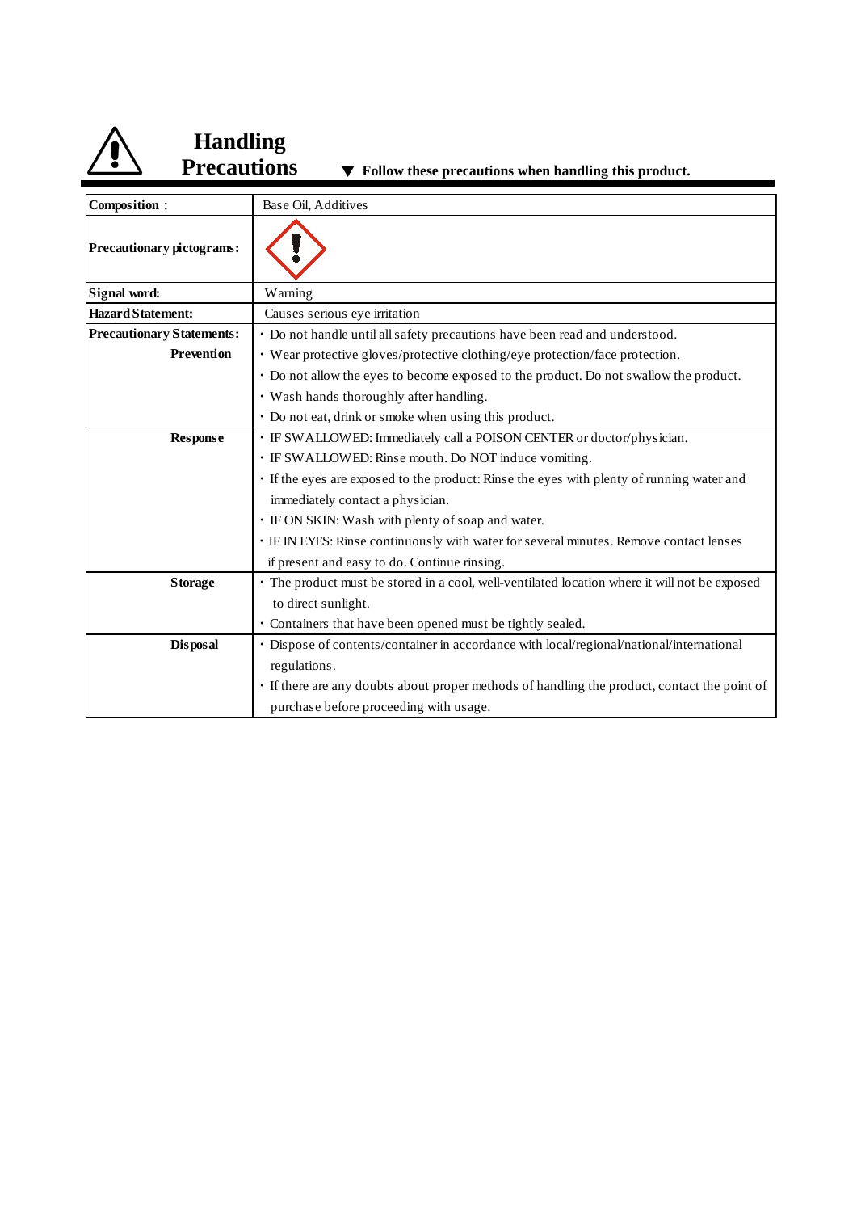# Handling Precautions

▼ **Follow these precautions when handling this product.**

| | |
|---|---|
| **Composition :** | Base Oil, Additives |
| **Precautionary pictograms:** | |
| **Signal word:** | Warning |
| **Hazard Statement:** | Causes serious eye irritation |
| **Precautionary Statements:** **Prevention** | ・Do not handle until all safety precautions have been read and understood.<br>・Wear protective gloves/protective clothing/eye protection/face protection.<br>・Do not allow the eyes to become exposed to the product. Do not swallow the product.<br>・Wash hands thoroughly after handling.<br>・Do not eat, drink or smoke when using this product. |
| **Response** | ・IF SWALLOWED: Immediately call a POISON CENTER or doctor/physician.<br>・IF SWALLOWED: Rinse mouth. Do NOT induce vomiting.<br>・If the eyes are exposed to the product: Rinse the eyes with plenty of running water and immediately contact a physician.<br>・IF ON SKIN: Wash with plenty of soap and water.<br>・IF IN EYES: Rinse continuously with water for several minutes. Remove contact lenses if present and easy to do. Continue rinsing. |
| **Storage** | ・The product must be stored in a cool, well-ventilated location where it will not be exposed to direct sunlight.<br>・Containers that have been opened must be tightly sealed. |
| **Disposal** | ・Dispose of contents/container in accordance with local/regional/national/international regulations.<br>・If there are any doubts about proper methods of handling the product, contact the point of purchase before proceeding with usage. |